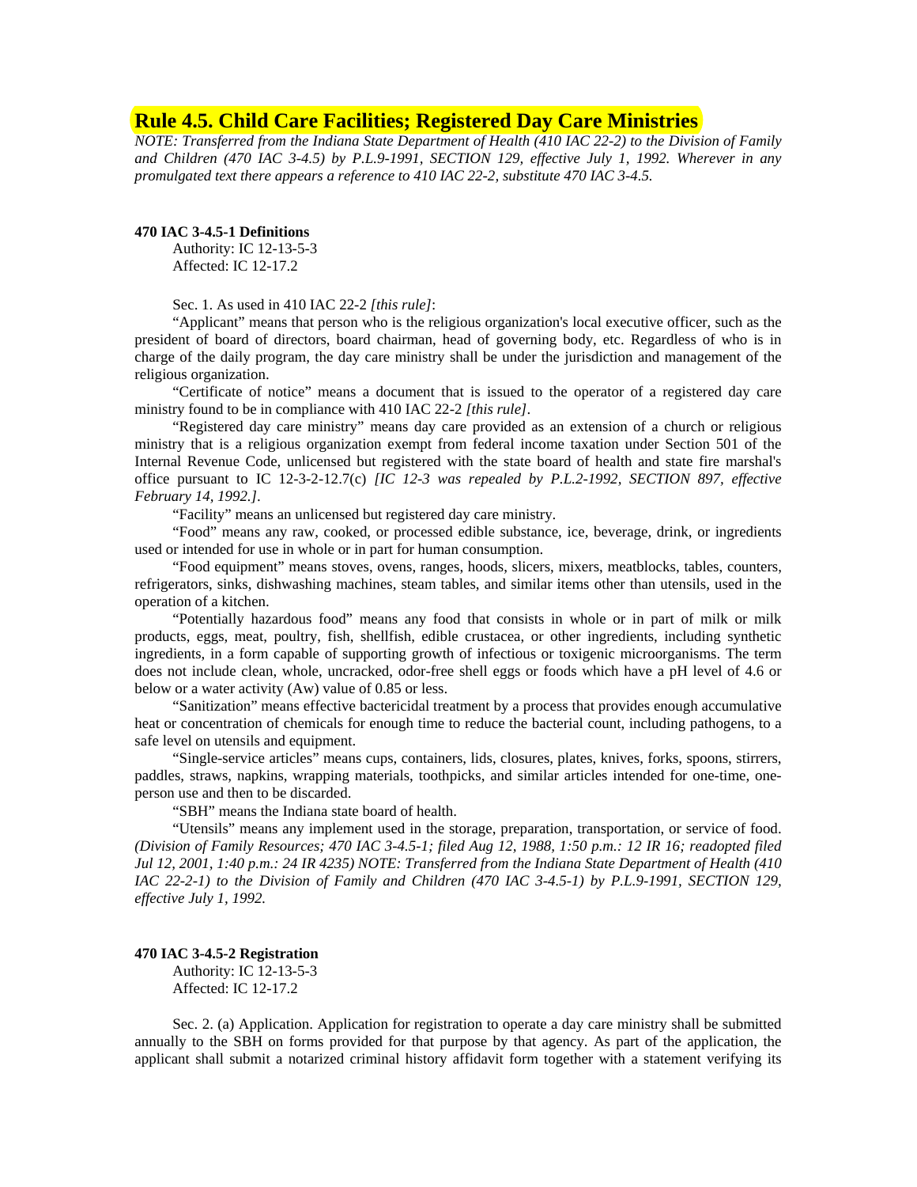# Rule 4.5. Child Care Facilities; Registered Day Care Ministries

*NOTE: Transferred from the Indiana State Department of Health (410 IAC 22-2) to the Division of Family and Children (470 IAC 3-4.5) by P.L.9-1991, SECTION 129, effective July 1, 1992. Wherever in any promulgated text there appears a reference to 410 IAC 22-2, substitute 470 IAC 3-4.5.*

**470 IAC 3-4.5-1 Definitions**

Authority: IC 12-13-5-3
Affected: IC 12-17.2

Sec. 1. As used in 410 IAC 22-2 *[this rule]*:

"Applicant" means that person who is the religious organization's local executive officer, such as the president of board of directors, board chairman, head of governing body, etc. Regardless of who is in charge of the daily program, the day care ministry shall be under the jurisdiction and management of the religious organization.

"Certificate of notice" means a document that is issued to the operator of a registered day care ministry found to be in compliance with 410 IAC 22-2 *[this rule]*.

"Registered day care ministry" means day care provided as an extension of a church or religious ministry that is a religious organization exempt from federal income taxation under Section 501 of the Internal Revenue Code, unlicensed but registered with the state board of health and state fire marshal's office pursuant to IC 12-3-2-12.7(c) *[IC 12-3 was repealed by P.L.2-1992, SECTION 897, effective February 14, 1992.]*.

"Facility" means an unlicensed but registered day care ministry.

"Food" means any raw, cooked, or processed edible substance, ice, beverage, drink, or ingredients used or intended for use in whole or in part for human consumption.

"Food equipment" means stoves, ovens, ranges, hoods, slicers, mixers, meatblocks, tables, counters, refrigerators, sinks, dishwashing machines, steam tables, and similar items other than utensils, used in the operation of a kitchen.

"Potentially hazardous food" means any food that consists in whole or in part of milk or milk products, eggs, meat, poultry, fish, shellfish, edible crustacea, or other ingredients, including synthetic ingredients, in a form capable of supporting growth of infectious or toxigenic microorganisms. The term does not include clean, whole, uncracked, odor-free shell eggs or foods which have a pH level of 4.6 or below or a water activity (Aw) value of 0.85 or less.

"Sanitization" means effective bactericidal treatment by a process that provides enough accumulative heat or concentration of chemicals for enough time to reduce the bacterial count, including pathogens, to a safe level on utensils and equipment.

"Single-service articles" means cups, containers, lids, closures, plates, knives, forks, spoons, stirrers, paddles, straws, napkins, wrapping materials, toothpicks, and similar articles intended for one-time, one-person use and then to be discarded.

"SBH" means the Indiana state board of health.

"Utensils" means any implement used in the storage, preparation, transportation, or service of food. *(Division of Family Resources; 470 IAC 3-4.5-1; filed Aug 12, 1988, 1:50 p.m.: 12 IR 16; readopted filed Jul 12, 2001, 1:40 p.m.: 24 IR 4235) NOTE: Transferred from the Indiana State Department of Health (410 IAC 22-2-1) to the Division of Family and Children (470 IAC 3-4.5-1) by P.L.9-1991, SECTION 129, effective July 1, 1992.*

**470 IAC 3-4.5-2 Registration**

Authority: IC 12-13-5-3
Affected: IC 12-17.2

Sec. 2. (a) Application. Application for registration to operate a day care ministry shall be submitted annually to the SBH on forms provided for that purpose by that agency. As part of the application, the applicant shall submit a notarized criminal history affidavit form together with a statement verifying its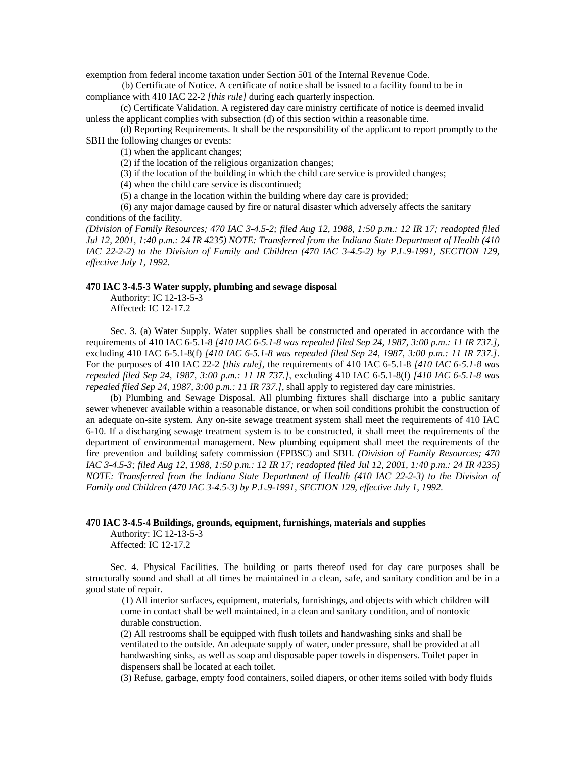exemption from federal income taxation under Section 501 of the Internal Revenue Code.

(b) Certificate of Notice. A certificate of notice shall be issued to a facility found to be in compliance with 410 IAC 22-2 *[this rule]* during each quarterly inspection.

(c) Certificate Validation. A registered day care ministry certificate of notice is deemed invalid unless the applicant complies with subsection (d) of this section within a reasonable time.

(d) Reporting Requirements. It shall be the responsibility of the applicant to report promptly to the SBH the following changes or events:

(1) when the applicant changes;

(2) if the location of the religious organization changes;

(3) if the location of the building in which the child care service is provided changes;

(4) when the child care service is discontinued;

(5) a change in the location within the building where day care is provided;

(6) any major damage caused by fire or natural disaster which adversely affects the sanitary conditions of the facility.

*(Division of Family Resources; 470 IAC 3-4.5-2; filed Aug 12, 1988, 1:50 p.m.: 12 IR 17; readopted filed Jul 12, 2001, 1:40 p.m.: 24 IR 4235) NOTE: Transferred from the Indiana State Department of Health (410 IAC 22-2-2) to the Division of Family and Children (470 IAC 3-4.5-2) by P.L.9-1991, SECTION 129, effective July 1, 1992.*

**470 IAC 3-4.5-3 Water supply, plumbing and sewage disposal**

Authority: IC 12-13-5-3
Affected: IC 12-17.2

Sec. 3. (a) Water Supply. Water supplies shall be constructed and operated in accordance with the requirements of 410 IAC 6-5.1-8 *[410 IAC 6-5.1-8 was repealed filed Sep 24, 1987, 3:00 p.m.: 11 IR 737.]*, excluding 410 IAC 6-5.1-8(f) *[410 IAC 6-5.1-8 was repealed filed Sep 24, 1987, 3:00 p.m.: 11 IR 737.]*. For the purposes of 410 IAC 22-2 *[this rule]*, the requirements of 410 IAC 6-5.1-8 *[410 IAC 6-5.1-8 was repealed filed Sep 24, 1987, 3:00 p.m.: 11 IR 737.]*, excluding 410 IAC 6-5.1-8(f) *[410 IAC 6-5.1-8 was repealed filed Sep 24, 1987, 3:00 p.m.: 11 IR 737.]*, shall apply to registered day care ministries.

(b) Plumbing and Sewage Disposal. All plumbing fixtures shall discharge into a public sanitary sewer whenever available within a reasonable distance, or when soil conditions prohibit the construction of an adequate on-site system. Any on-site sewage treatment system shall meet the requirements of 410 IAC 6-10. If a discharging sewage treatment system is to be constructed, it shall meet the requirements of the department of environmental management. New plumbing equipment shall meet the requirements of the fire prevention and building safety commission (FPBSC) and SBH. *(Division of Family Resources; 470 IAC 3-4.5-3; filed Aug 12, 1988, 1:50 p.m.: 12 IR 17; readopted filed Jul 12, 2001, 1:40 p.m.: 24 IR 4235) NOTE: Transferred from the Indiana State Department of Health (410 IAC 22-2-3) to the Division of Family and Children (470 IAC 3-4.5-3) by P.L.9-1991, SECTION 129, effective July 1, 1992.*

**470 IAC 3-4.5-4 Buildings, grounds, equipment, furnishings, materials and supplies**

Authority: IC 12-13-5-3
Affected: IC 12-17.2

Sec. 4. Physical Facilities. The building or parts thereof used for day care purposes shall be structurally sound and shall at all times be maintained in a clean, safe, and sanitary condition and be in a good state of repair.

(1) All interior surfaces, equipment, materials, furnishings, and objects with which children will come in contact shall be well maintained, in a clean and sanitary condition, and of nontoxic durable construction.

(2) All restrooms shall be equipped with flush toilets and handwashing sinks and shall be ventilated to the outside. An adequate supply of water, under pressure, shall be provided at all handwashing sinks, as well as soap and disposable paper towels in dispensers. Toilet paper in dispensers shall be located at each toilet.

(3) Refuse, garbage, empty food containers, soiled diapers, or other items soiled with body fluids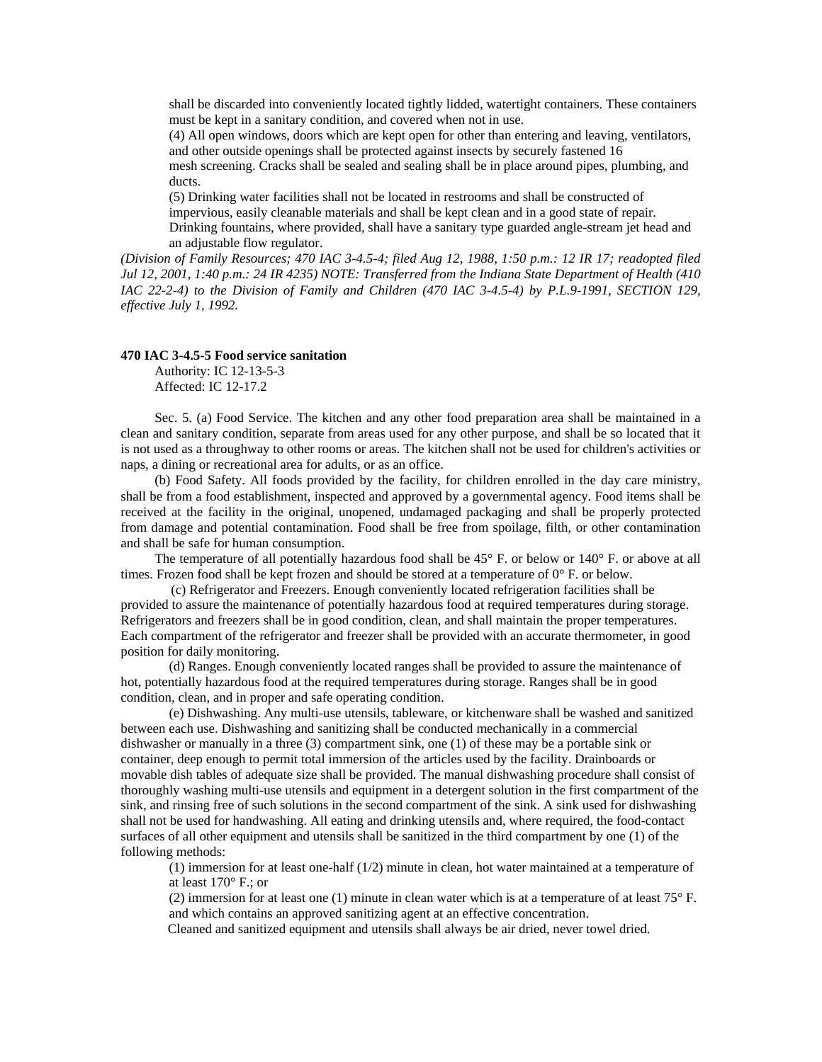shall be discarded into conveniently located tightly lidded, watertight containers. These containers must be kept in a sanitary condition, and covered when not in use.

(4) All open windows, doors which are kept open for other than entering and leaving, ventilators, and other outside openings shall be protected against insects by securely fastened 16 mesh screening. Cracks shall be sealed and sealing shall be in place around pipes, plumbing, and ducts.

(5) Drinking water facilities shall not be located in restrooms and shall be constructed of impervious, easily cleanable materials and shall be kept clean and in a good state of repair. Drinking fountains, where provided, shall have a sanitary type guarded angle-stream jet head and an adjustable flow regulator.

*(Division of Family Resources; 470 IAC 3-4.5-4; filed Aug 12, 1988, 1:50 p.m.: 12 IR 17; readopted filed Jul 12, 2001, 1:40 p.m.: 24 IR 4235) NOTE: Transferred from the Indiana State Department of Health (410 IAC 22-2-4) to the Division of Family and Children (470 IAC 3-4.5-4) by P.L.9-1991, SECTION 129, effective July 1, 1992.*

**470 IAC 3-4.5-5 Food service sanitation**

Authority: IC 12-13-5-3
Affected: IC 12-17.2

Sec. 5. (a) Food Service. The kitchen and any other food preparation area shall be maintained in a clean and sanitary condition, separate from areas used for any other purpose, and shall be so located that it is not used as a throughway to other rooms or areas. The kitchen shall not be used for children's activities or naps, a dining or recreational area for adults, or as an office.

(b) Food Safety. All foods provided by the facility, for children enrolled in the day care ministry, shall be from a food establishment, inspected and approved by a governmental agency. Food items shall be received at the facility in the original, unopened, undamaged packaging and shall be properly protected from damage and potential contamination. Food shall be free from spoilage, filth, or other contamination and shall be safe for human consumption.

The temperature of all potentially hazardous food shall be 45° F. or below or 140° F. or above at all times. Frozen food shall be kept frozen and should be stored at a temperature of 0° F. or below.

(c) Refrigerator and Freezers. Enough conveniently located refrigeration facilities shall be provided to assure the maintenance of potentially hazardous food at required temperatures during storage. Refrigerators and freezers shall be in good condition, clean, and shall maintain the proper temperatures. Each compartment of the refrigerator and freezer shall be provided with an accurate thermometer, in good position for daily monitoring.

(d) Ranges. Enough conveniently located ranges shall be provided to assure the maintenance of hot, potentially hazardous food at the required temperatures during storage. Ranges shall be in good condition, clean, and in proper and safe operating condition.

(e) Dishwashing. Any multi-use utensils, tableware, or kitchenware shall be washed and sanitized between each use. Dishwashing and sanitizing shall be conducted mechanically in a commercial dishwasher or manually in a three (3) compartment sink, one (1) of these may be a portable sink or container, deep enough to permit total immersion of the articles used by the facility. Drainboards or movable dish tables of adequate size shall be provided. The manual dishwashing procedure shall consist of thoroughly washing multi-use utensils and equipment in a detergent solution in the first compartment of the sink, and rinsing free of such solutions in the second compartment of the sink. A sink used for dishwashing shall not be used for handwashing. All eating and drinking utensils and, where required, the food-contact surfaces of all other equipment and utensils shall be sanitized in the third compartment by one (1) of the following methods:

(1) immersion for at least one-half (1/2) minute in clean, hot water maintained at a temperature of at least 170° F.; or

(2) immersion for at least one (1) minute in clean water which is at a temperature of at least 75° F. and which contains an approved sanitizing agent at an effective concentration.

Cleaned and sanitized equipment and utensils shall always be air dried, never towel dried.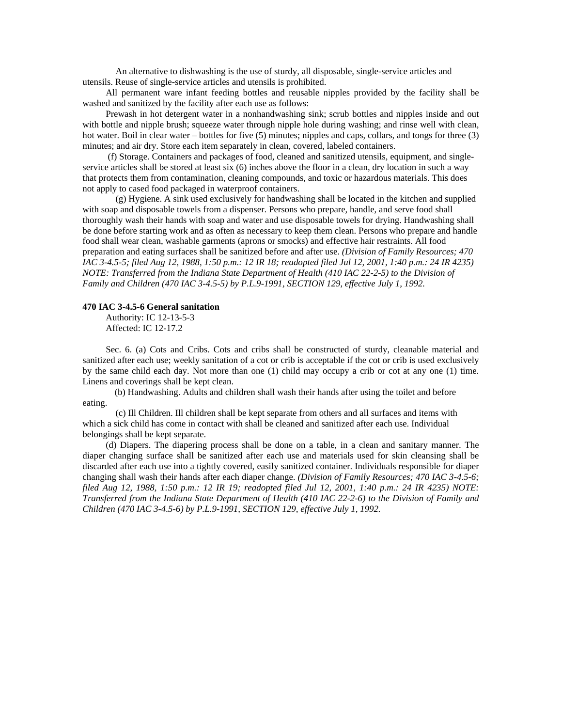An alternative to dishwashing is the use of sturdy, all disposable, single-service articles and utensils. Reuse of single-service articles and utensils is prohibited.

All permanent ware infant feeding bottles and reusable nipples provided by the facility shall be washed and sanitized by the facility after each use as follows:

Prewash in hot detergent water in a nonhandwashing sink; scrub bottles and nipples inside and out with bottle and nipple brush; squeeze water through nipple hole during washing; and rinse well with clean, hot water. Boil in clear water – bottles for five (5) minutes; nipples and caps, collars, and tongs for three (3) minutes; and air dry. Store each item separately in clean, covered, labeled containers.

(f) Storage. Containers and packages of food, cleaned and sanitized utensils, equipment, and single-service articles shall be stored at least six (6) inches above the floor in a clean, dry location in such a way that protects them from contamination, cleaning compounds, and toxic or hazardous materials. This does not apply to cased food packaged in waterproof containers.

(g) Hygiene. A sink used exclusively for handwashing shall be located in the kitchen and supplied with soap and disposable towels from a dispenser. Persons who prepare, handle, and serve food shall thoroughly wash their hands with soap and water and use disposable towels for drying. Handwashing shall be done before starting work and as often as necessary to keep them clean. Persons who prepare and handle food shall wear clean, washable garments (aprons or smocks) and effective hair restraints. All food preparation and eating surfaces shall be sanitized before and after use. *(Division of Family Resources; 470 IAC 3-4.5-5; filed Aug 12, 1988, 1:50 p.m.: 12 IR 18; readopted filed Jul 12, 2001, 1:40 p.m.: 24 IR 4235) NOTE: Transferred from the Indiana State Department of Health (410 IAC 22-2-5) to the Division of Family and Children (470 IAC 3-4.5-5) by P.L.9-1991, SECTION 129, effective July 1, 1992.*

**470 IAC 3-4.5-6 General sanitation**

Authority: IC 12-13-5-3
Affected: IC 12-17.2

Sec. 6. (a) Cots and Cribs. Cots and cribs shall be constructed of sturdy, cleanable material and sanitized after each use; weekly sanitation of a cot or crib is acceptable if the cot or crib is used exclusively by the same child each day. Not more than one (1) child may occupy a crib or cot at any one (1) time. Linens and coverings shall be kept clean.

(b) Handwashing. Adults and children shall wash their hands after using the toilet and before eating.

(c) Ill Children. Ill children shall be kept separate from others and all surfaces and items with which a sick child has come in contact with shall be cleaned and sanitized after each use. Individual belongings shall be kept separate.

(d) Diapers. The diapering process shall be done on a table, in a clean and sanitary manner. The diaper changing surface shall be sanitized after each use and materials used for skin cleansing shall be discarded after each use into a tightly covered, easily sanitized container. Individuals responsible for diaper changing shall wash their hands after each diaper change. *(Division of Family Resources; 470 IAC 3-4.5-6; filed Aug 12, 1988, 1:50 p.m.: 12 IR 19; readopted filed Jul 12, 2001, 1:40 p.m.: 24 IR 4235) NOTE: Transferred from the Indiana State Department of Health (410 IAC 22-2-6) to the Division of Family and Children (470 IAC 3-4.5-6) by P.L.9-1991, SECTION 129, effective July 1, 1992.*